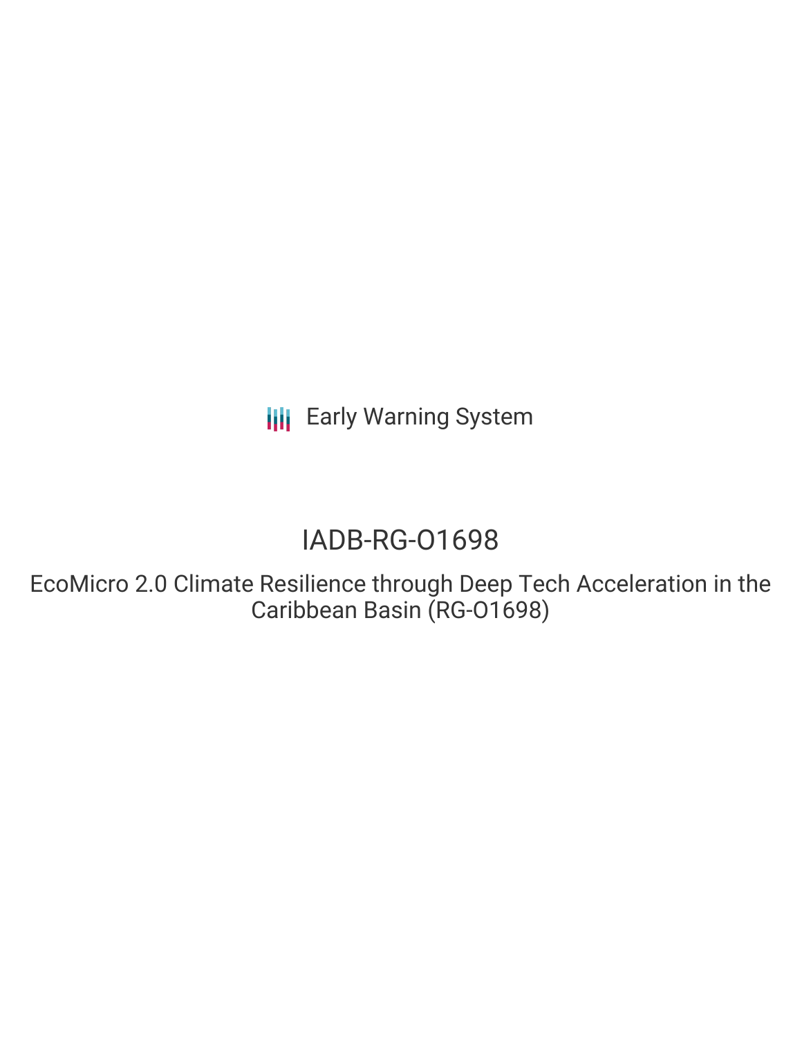Early Warning System

# IADB-RG-O1698

## EcoMicro 2.0 Climate Resilience through Deep Tech Acceleration in the Caribbean Basin (RG-O1698)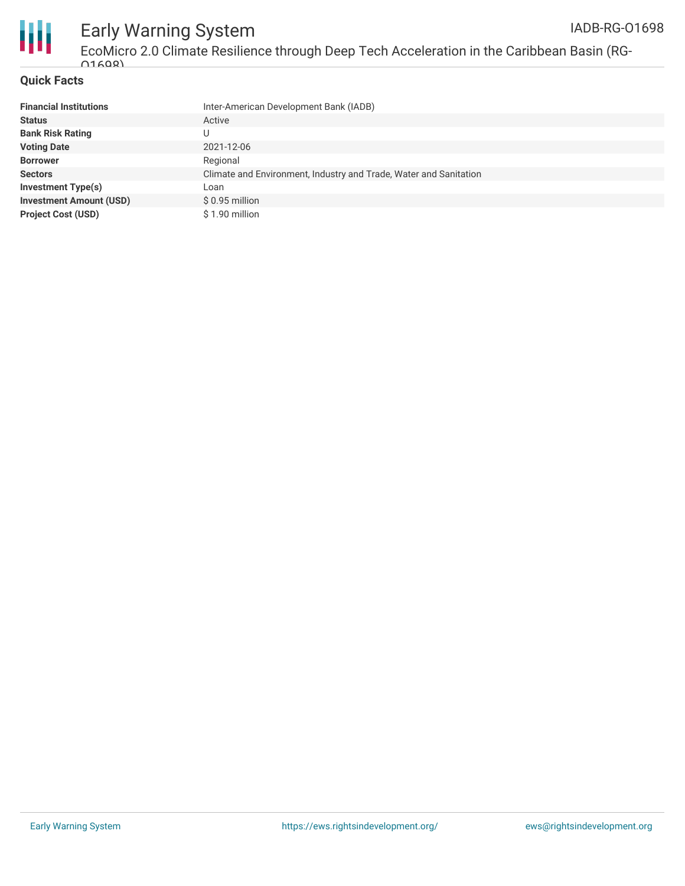## Quick Facts

| | |
|---|---|
| **Financial Institutions** | Inter-American Development Bank (IADB) |
| **Status** | Active |
| **Bank Risk Rating** | U |
| **Voting Date** | 2021-12-06 |
| **Borrower** | Regional |
| **Sectors** | Climate and Environment, Industry and Trade, Water and Sanitation |
| **Investment Type(s)** | Loan |
| **Investment Amount (USD)** | $ 0.95 million |
| **Project Cost (USD)** | $ 1.90 million |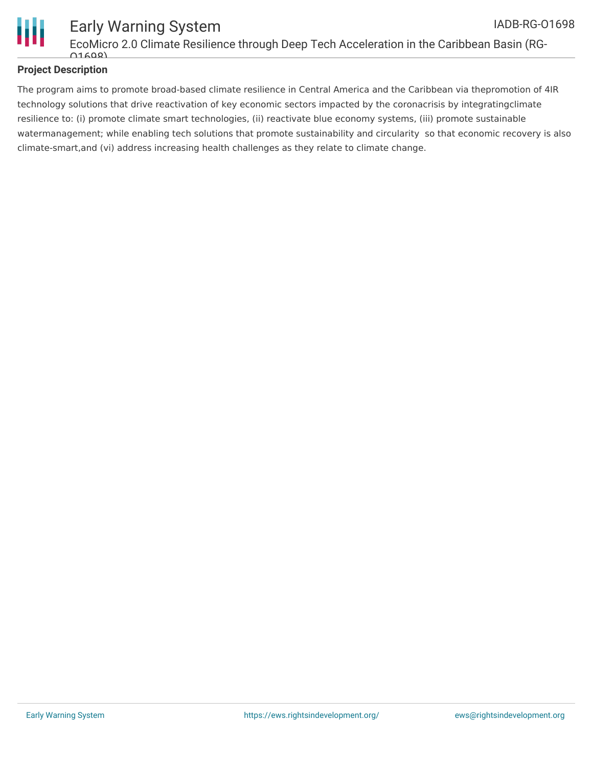## Project Description

The program aims to promote broad-based climate resilience in Central America and the Caribbean via thepromotion of 4IR technology solutions that drive reactivation of key economic sectors impacted by the coronacrisis by integratingclimate resilience to: (i) promote climate smart technologies, (ii) reactivate blue economy systems, (iii) promote sustainable watermanagement; while enabling tech solutions that promote sustainability and circularity  so that economic recovery is also climate-smart,and (vi) address increasing health challenges as they relate to climate change.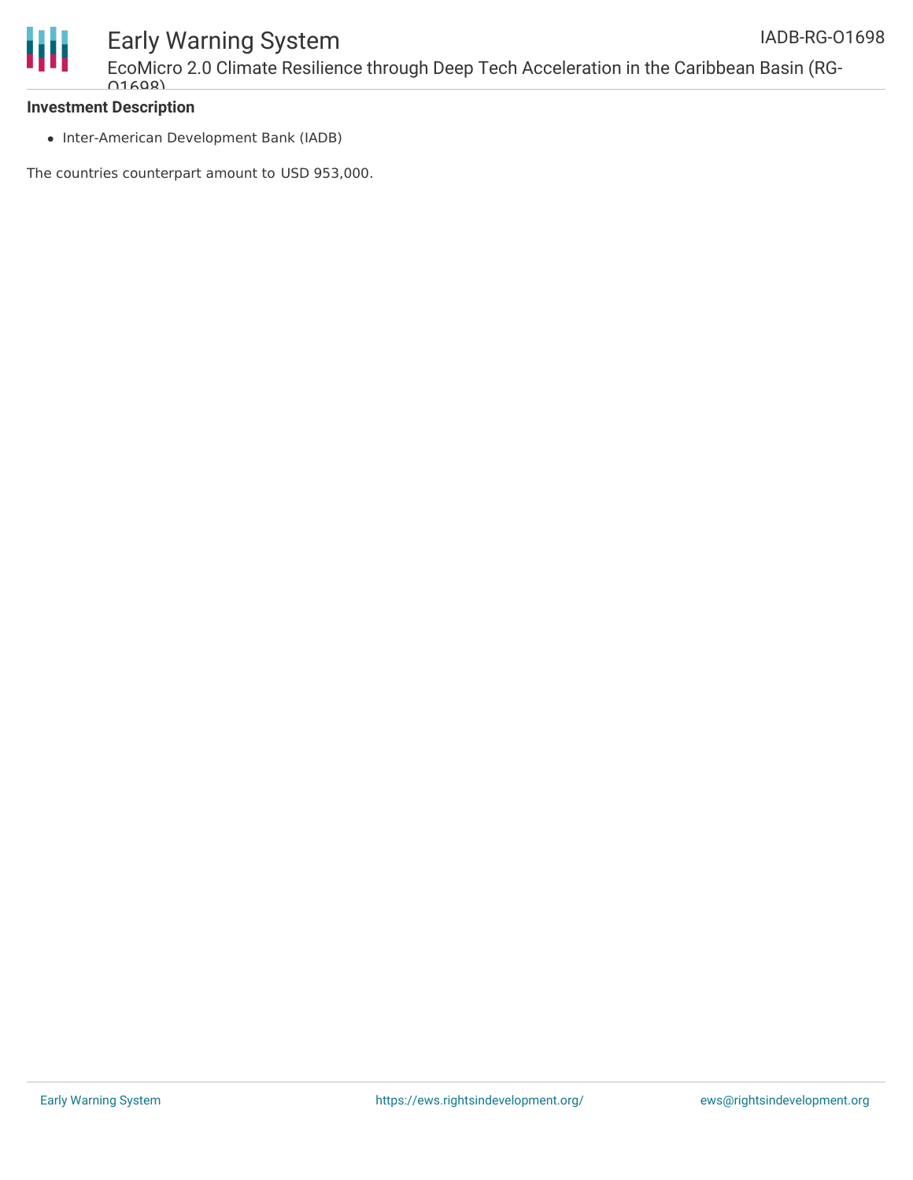### Investment Description

- Inter-American Development Bank (IADB)

The countries counterpart amount to USD 953,000.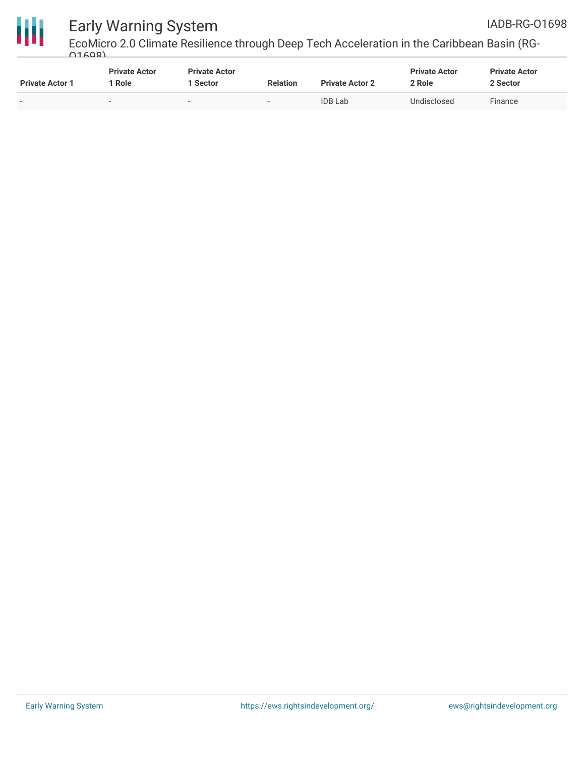| Private Actor 1 | Private Actor 1 Role | Private Actor 1 Sector | Relation | Private Actor 2 | Private Actor 2 Role | Private Actor 2 Sector |
|---|---|---|---|---|---|---|
| - | - | - | - | IDB Lab | Undisclosed | Finance |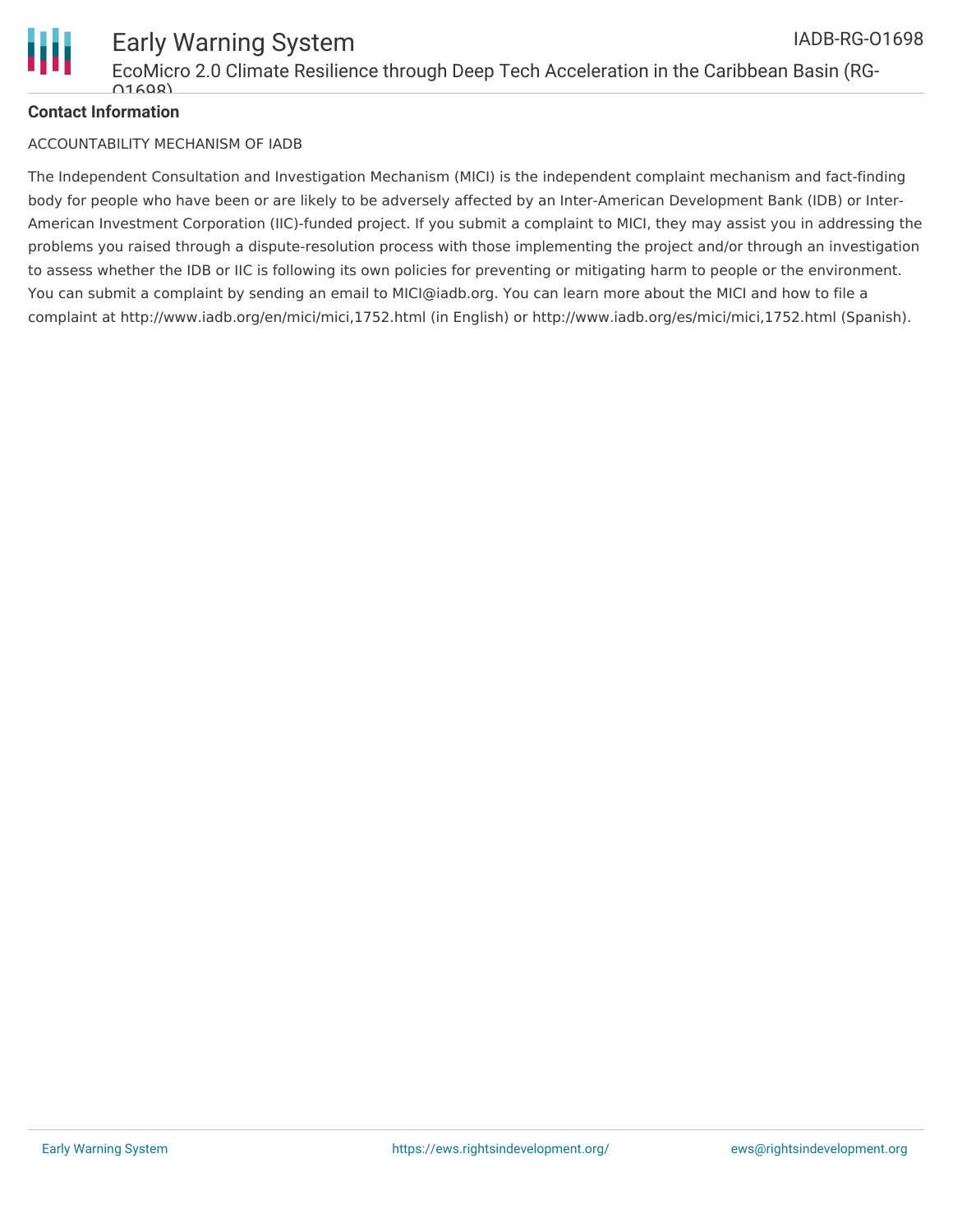**Contact Information**

ACCOUNTABILITY MECHANISM OF IADB

The Independent Consultation and Investigation Mechanism (MICI) is the independent complaint mechanism and fact-finding body for people who have been or are likely to be adversely affected by an Inter-American Development Bank (IDB) or Inter-American Investment Corporation (IIC)-funded project. If you submit a complaint to MICI, they may assist you in addressing the problems you raised through a dispute-resolution process with those implementing the project and/or through an investigation to assess whether the IDB or IIC is following its own policies for preventing or mitigating harm to people or the environment. You can submit a complaint by sending an email to MICI@iadb.org. You can learn more about the MICI and how to file a complaint at http://www.iadb.org/en/mici/mici,1752.html (in English) or http://www.iadb.org/es/mici/mici,1752.html (Spanish).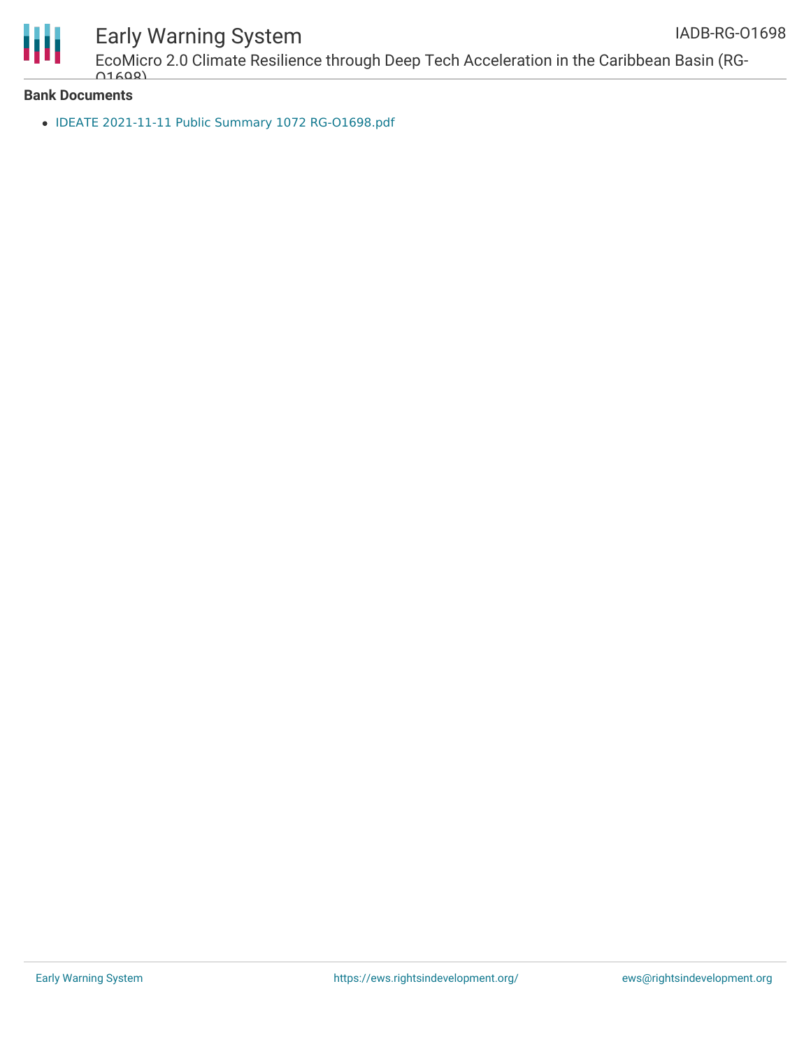**Bank Documents**

- IDEATE 2021-11-11 Public Summary 1072 RG-O1698.pdf